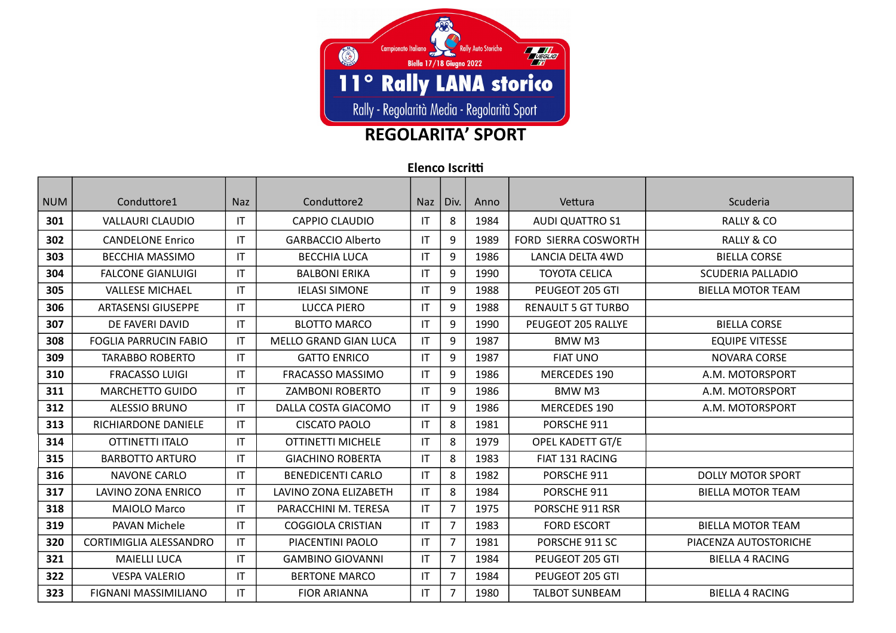Campionato Italiano Rally Auto Storiche

Biella 17/18 Giugno 2022

# 11° Rally LANA storico

Rally - Regolarità Media - Regolarità Sport

## REGOLARITA' SPORT

### Elenco Iscritti

| NUM | Conduttore1 | Naz | Conduttore2 | Naz | Div. | Anno | Vettura | Scuderia |
|---|---|---|---|---|---|---|---|---|
| 301 | VALLAURI CLAUDIO | IT | CAPPIO CLAUDIO | IT | 8 | 1984 | AUDI QUATTRO S1 | RALLY & CO |
| 302 | CANDELONE Enrico | IT | GARBACCIO Alberto | IT | 9 | 1989 | FORD SIERRA COSWORTH | RALLY & CO |
| 303 | BECCHIA MASSIMO | IT | BECCHIA LUCA | IT | 9 | 1986 | LANCIA DELTA 4WD | BIELLA CORSE |
| 304 | FALCONE GIANLUIGI | IT | BALBONI ERIKA | IT | 9 | 1990 | TOYOTA CELICA | SCUDERIA PALLADIO |
| 305 | VALLESE MICHAEL | IT | IELASI SIMONE | IT | 9 | 1988 | PEUGEOT 205 GTI | BIELLA MOTOR TEAM |
| 306 | ARTASENSI GIUSEPPE | IT | LUCCA PIERO | IT | 9 | 1988 | RENAULT 5 GT TURBO | |
| 307 | DE FAVERI DAVID | IT | BLOTTO MARCO | IT | 9 | 1990 | PEUGEOT 205 RALLYE | BIELLA CORSE |
| 308 | FOGLIA PARRUCIN FABIO | IT | MELLO GRAND GIAN LUCA | IT | 9 | 1987 | BMW M3 | EQUIPE VITESSE |
| 309 | TARABBO ROBERTO | IT | GATTO ENRICO | IT | 9 | 1987 | FIAT UNO | NOVARA CORSE |
| 310 | FRACASSO LUIGI | IT | FRACASSO MASSIMO | IT | 9 | 1986 | MERCEDES 190 | A.M. MOTORSPORT |
| 311 | MARCHETTO GUIDO | IT | ZAMBONI ROBERTO | IT | 9 | 1986 | BMW M3 | A.M. MOTORSPORT |
| 312 | ALESSIO BRUNO | IT | DALLA COSTA GIACOMO | IT | 9 | 1986 | MERCEDES 190 | A.M. MOTORSPORT |
| 313 | RICHIARDONE DANIELE | IT | CISCATO PAOLO | IT | 8 | 1981 | PORSCHE 911 | |
| 314 | OTTINETTI ITALO | IT | OTTINETTI MICHELE | IT | 8 | 1979 | OPEL KADETT GT/E | |
| 315 | BARBOTTO ARTURO | IT | GIACHINO ROBERTA | IT | 8 | 1983 | FIAT 131 RACING | |
| 316 | NAVONE CARLO | IT | BENEDICENTI CARLO | IT | 8 | 1982 | PORSCHE 911 | DOLLY MOTOR SPORT |
| 317 | LAVINO ZONA ENRICO | IT | LAVINO ZONA ELIZABETH | IT | 8 | 1984 | PORSCHE 911 | BIELLA MOTOR TEAM |
| 318 | MAIOLO Marco | IT | PARACCHINI M. TERESA | IT | 7 | 1975 | PORSCHE 911 RSR | |
| 319 | PAVAN Michele | IT | COGGIOLA CRISTIAN | IT | 7 | 1983 | FORD ESCORT | BIELLA MOTOR TEAM |
| 320 | CORTIMIGLIA ALESSANDRO | IT | PIACENTINI PAOLO | IT | 7 | 1981 | PORSCHE 911 SC | PIACENZA AUTOSTORICHE |
| 321 | MAIELLI LUCA | IT | GAMBINO GIOVANNI | IT | 7 | 1984 | PEUGEOT 205 GTI | BIELLA 4 RACING |
| 322 | VESPA VALERIO | IT | BERTONE MARCO | IT | 7 | 1984 | PEUGEOT 205 GTI | |
| 323 | FIGNANI MASSIMILIANO | IT | FIOR ARIANNA | IT | 7 | 1980 | TALBOT SUNBEAM | BIELLA 4 RACING |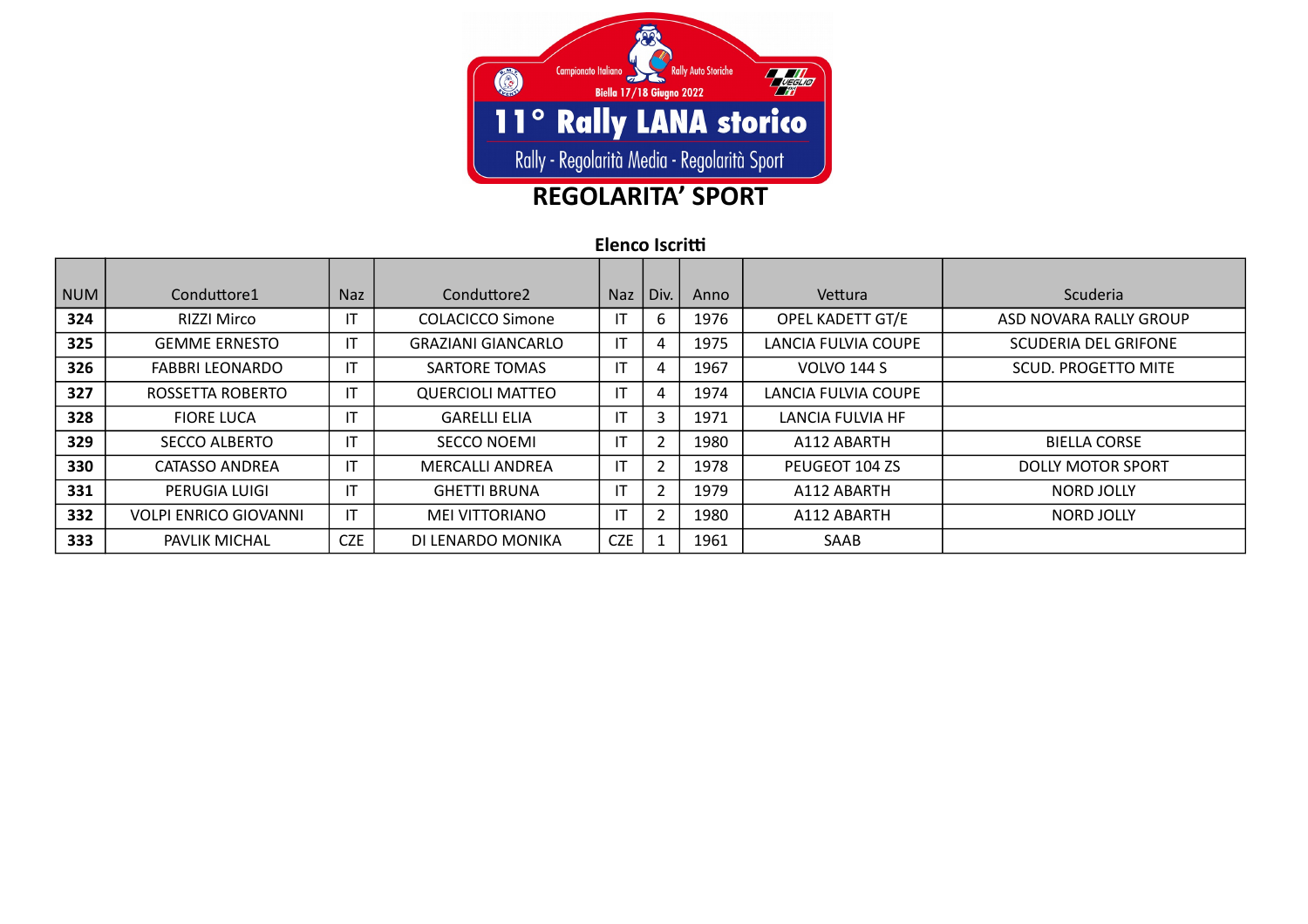Campionato Italiano Rally Auto Storiche
Biella 17/18 Giugno 2022

# 11° Rally LANA storico

Rally - Regolarità Media - Regolarità Sport

## REGOLARITA' SPORT

### Elenco Iscritti

| NUM | Conduttore1 | Naz | Conduttore2 | Naz | Div. | Anno | Vettura | Scuderia |
|---|---|---|---|---|---|---|---|---|
| **324** | RIZZI Mirco | IT | COLACICCO Simone | IT | 6 | 1976 | OPEL KADETT GT/E | ASD NOVARA RALLY GROUP |
| **325** | GEMME ERNESTO | IT | GRAZIANI GIANCARLO | IT | 4 | 1975 | LANCIA FULVIA COUPE | SCUDERIA DEL GRIFONE |
| **326** | FABBRI LEONARDO | IT | SARTORE TOMAS | IT | 4 | 1967 | VOLVO 144 S | SCUD. PROGETTO MITE |
| **327** | ROSSETTA ROBERTO | IT | QUERCIOLI MATTEO | IT | 4 | 1974 | LANCIA FULVIA COUPE | |
| **328** | FIORE LUCA | IT | GARELLI ELIA | IT | 3 | 1971 | LANCIA FULVIA HF | |
| **329** | SECCO ALBERTO | IT | SECCO NOEMI | IT | 2 | 1980 | A112 ABARTH | BIELLA CORSE |
| **330** | CATASSO ANDREA | IT | MERCALLI ANDREA | IT | 2 | 1978 | PEUGEOT 104 ZS | DOLLY MOTOR SPORT |
| **331** | PERUGIA LUIGI | IT | GHETTI BRUNA | IT | 2 | 1979 | A112 ABARTH | NORD JOLLY |
| **332** | VOLPI ENRICO GIOVANNI | IT | MEI VITTORIANO | IT | 2 | 1980 | A112 ABARTH | NORD JOLLY |
| **333** | PAVLIK MICHAL | CZE | DI LENARDO MONIKA | CZE | 1 | 1961 | SAAB | |